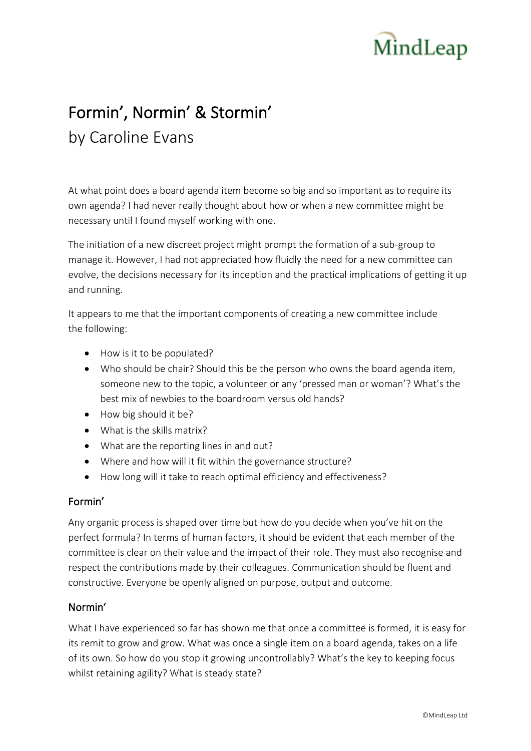MindLeap

# Formin', Normin' & Stormin'

by Caroline Evans

At what point does a board agenda item become so big and so important as to require its own agenda? I had never really thought about how or when a new committee might be necessary until I found myself working with one.

The initiation of a new discreet project might prompt the formation of a sub-group to manage it. However, I had not appreciated how fluidly the need for a new committee can evolve, the decisions necessary for its inception and the practical implications of getting it up and running.

It appears to me that the important components of creating a new committee include the following:

- How is it to be populated?
- Who should be chair? Should this be the person who owns the board agenda item, someone new to the topic, a volunteer or any 'pressed man or woman'? What's the best mix of newbies to the boardroom versus old hands?
- How big should it be?
- What is the skills matrix?
- What are the reporting lines in and out?
- Where and how will it fit within the governance structure?
- How long will it take to reach optimal efficiency and effectiveness?

## Formin'

Any organic process is shaped over time but how do you decide when you've hit on the perfect formula? In terms of human factors, it should be evident that each member of the committee is clear on their value and the impact of their role. They must also recognise and respect the contributions made by their colleagues. Communication should be fluent and constructive. Everyone be openly aligned on purpose, output and outcome.

## Normin'

What I have experienced so far has shown me that once a committee is formed, it is easy for its remit to grow and grow. What was once a single item on a board agenda, takes on a life of its own. So how do you stop it growing uncontrollably? What's the key to keeping focus whilst retaining agility? What is steady state?

©MindLeap Ltd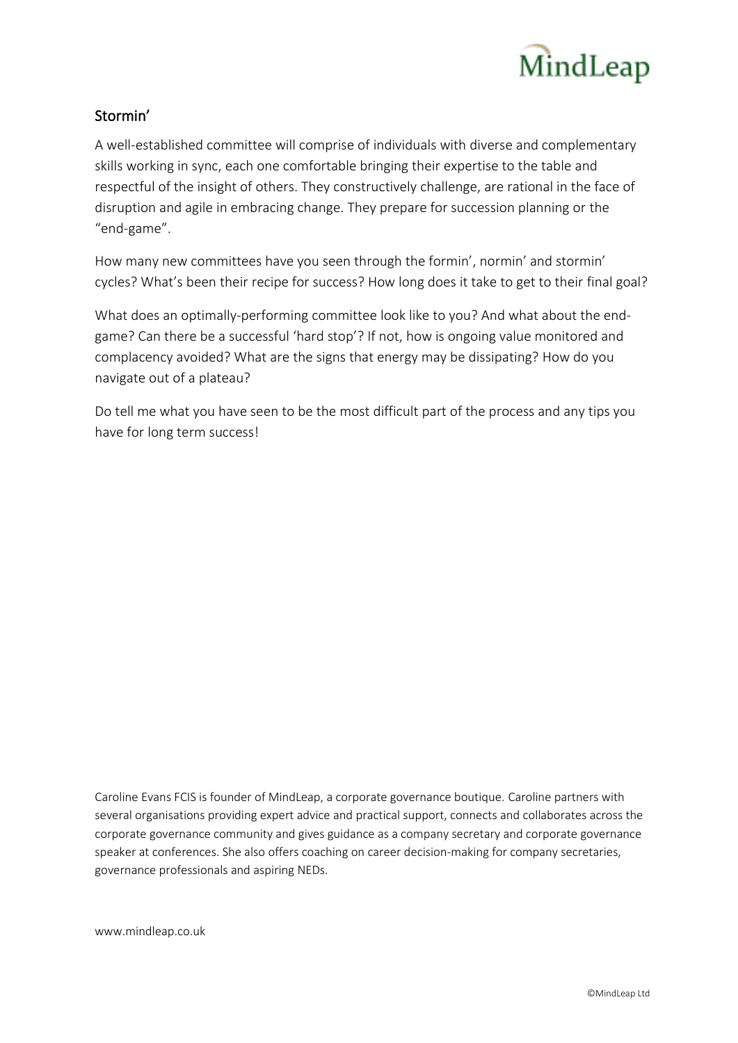## Stormin'

A well-established committee will comprise of individuals with diverse and complementary skills working in sync, each one comfortable bringing their expertise to the table and respectful of the insight of others. They constructively challenge, are rational in the face of disruption and agile in embracing change. They prepare for succession planning or the "end-game".

How many new committees have you seen through the formin', normin' and stormin' cycles? What's been their recipe for success? How long does it take to get to their final goal?

What does an optimally-performing committee look like to you? And what about the end-game? Can there be a successful 'hard stop'? If not, how is ongoing value monitored and complacency avoided? What are the signs that energy may be dissipating? How do you navigate out of a plateau?

Do tell me what you have seen to be the most difficult part of the process and any tips you have for long term success!

Caroline Evans FCIS is founder of MindLeap, a corporate governance boutique. Caroline partners with several organisations providing expert advice and practical support, connects and collaborates across the corporate governance community and gives guidance as a company secretary and corporate governance speaker at conferences. She also offers coaching on career decision-making for company secretaries, governance professionals and aspiring NEDs.

www.mindleap.co.uk